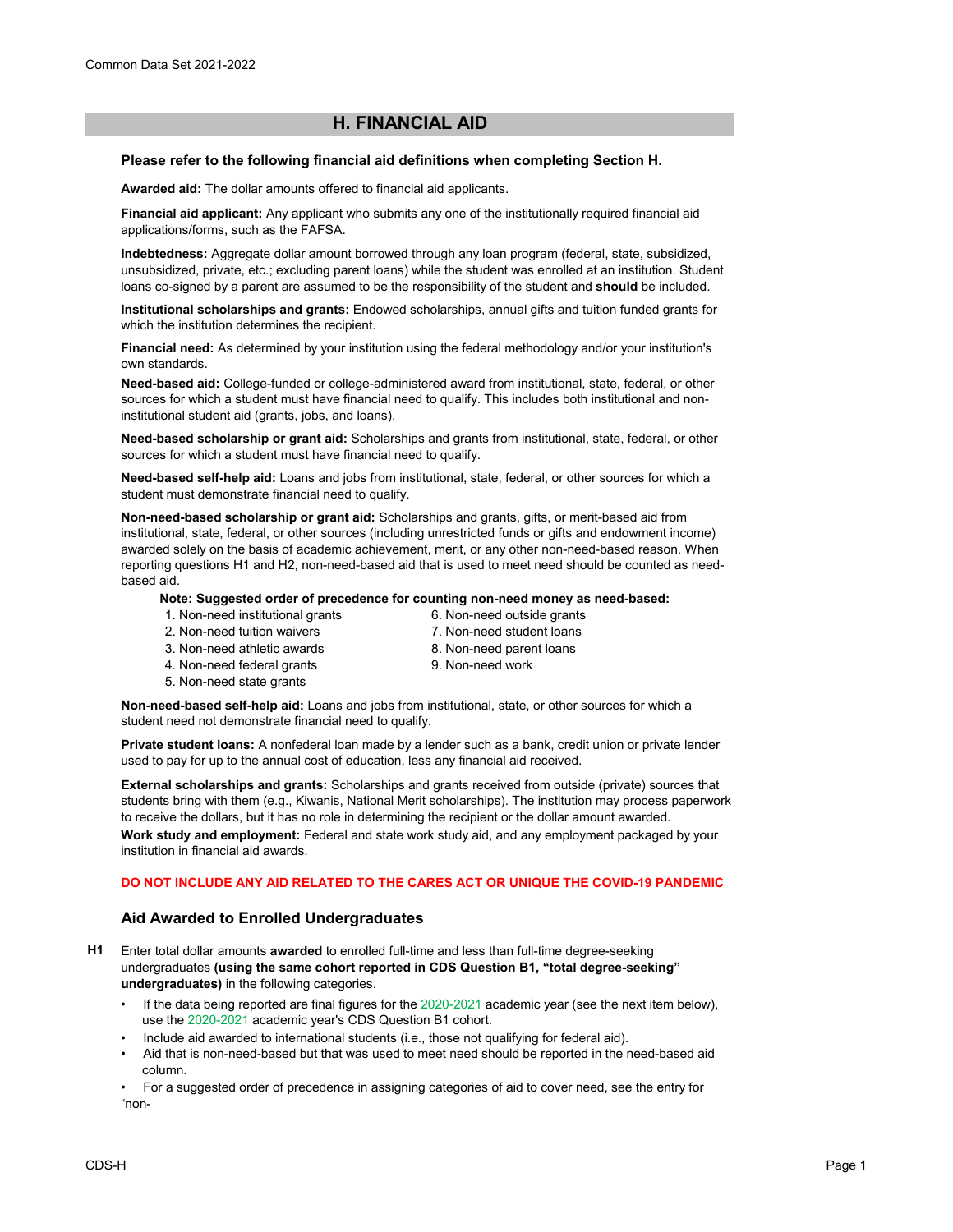# H. FINANCIAL AID

**Please refer to the following financial aid definitions when completing Section H.**

**Awarded aid:** The dollar amounts offered to financial aid applicants.

**Financial aid applicant:** Any applicant who submits any one of the institutionally required financial aid applications/forms, such as the FAFSA.

**Indebtedness:** Aggregate dollar amount borrowed through any loan program (federal, state, subsidized, unsubsidized, private, etc.; excluding parent loans) while the student was enrolled at an institution. Student loans co-signed by a parent are assumed to be the responsibility of the student and **should** be included.

**Institutional scholarships and grants:** Endowed scholarships, annual gifts and tuition funded grants for which the institution determines the recipient.

**Financial need:** As determined by your institution using the federal methodology and/or your institution's own standards.

**Need-based aid:** College-funded or college-administered award from institutional, state, federal, or other sources for which a student must have financial need to qualify. This includes both institutional and non-institutional student aid (grants, jobs, and loans).

**Need-based scholarship or grant aid:** Scholarships and grants from institutional, state, federal, or other sources for which a student must have financial need to qualify.

**Need-based self-help aid:** Loans and jobs from institutional, state, federal, or other sources for which a student must demonstrate financial need to qualify.

**Non-need-based scholarship or grant aid:** Scholarships and grants, gifts, or merit-based aid from institutional, state, federal, or other sources (including unrestricted funds or gifts and endowment income) awarded solely on the basis of academic achievement, merit, or any other non-need-based reason. When reporting questions H1 and H2, non-need-based aid that is used to meet need should be counted as need-based aid.

**Note: Suggested order of precedence for counting non-need money as need-based:**

1. Non-need institutional grants
2. Non-need tuition waivers
3. Non-need athletic awards
4. Non-need federal grants
5. Non-need state grants
6. Non-need outside grants
7. Non-need student loans
8. Non-need parent loans
9. Non-need work

**Non-need-based self-help aid:** Loans and jobs from institutional, state, or other sources for which a student need not demonstrate financial need to qualify.

**Private student loans:** A nonfederal loan made by a lender such as a bank, credit union or private lender used to pay for up to the annual cost of education, less any financial aid received.

**External scholarships and grants:** Scholarships and grants received from outside (private) sources that students bring with them (e.g., Kiwanis, National Merit scholarships). The institution may process paperwork to receive the dollars, but it has no role in determining the recipient or the dollar amount awarded.

**Work study and employment:** Federal and state work study aid, and any employment packaged by your institution in financial aid awards.

**DO NOT INCLUDE ANY AID RELATED TO THE CARES ACT OR UNIQUE THE COVID-19 PANDEMIC**

## Aid Awarded to Enrolled Undergraduates

**H1** Enter total dollar amounts **awarded** to enrolled full-time and less than full-time degree-seeking undergraduates **(using the same cohort reported in CDS Question B1, "total degree-seeking" undergraduates)** in the following categories.

- If the data being reported are final figures for the 2020-2021 academic year (see the next item below), use the 2020-2021 academic year's CDS Question B1 cohort.
- Include aid awarded to international students (i.e., those not qualifying for federal aid).
- Aid that is non-need-based but that was used to meet need should be reported in the need-based aid column.
- For a suggested order of precedence in assigning categories of aid to cover need, see the entry for "non-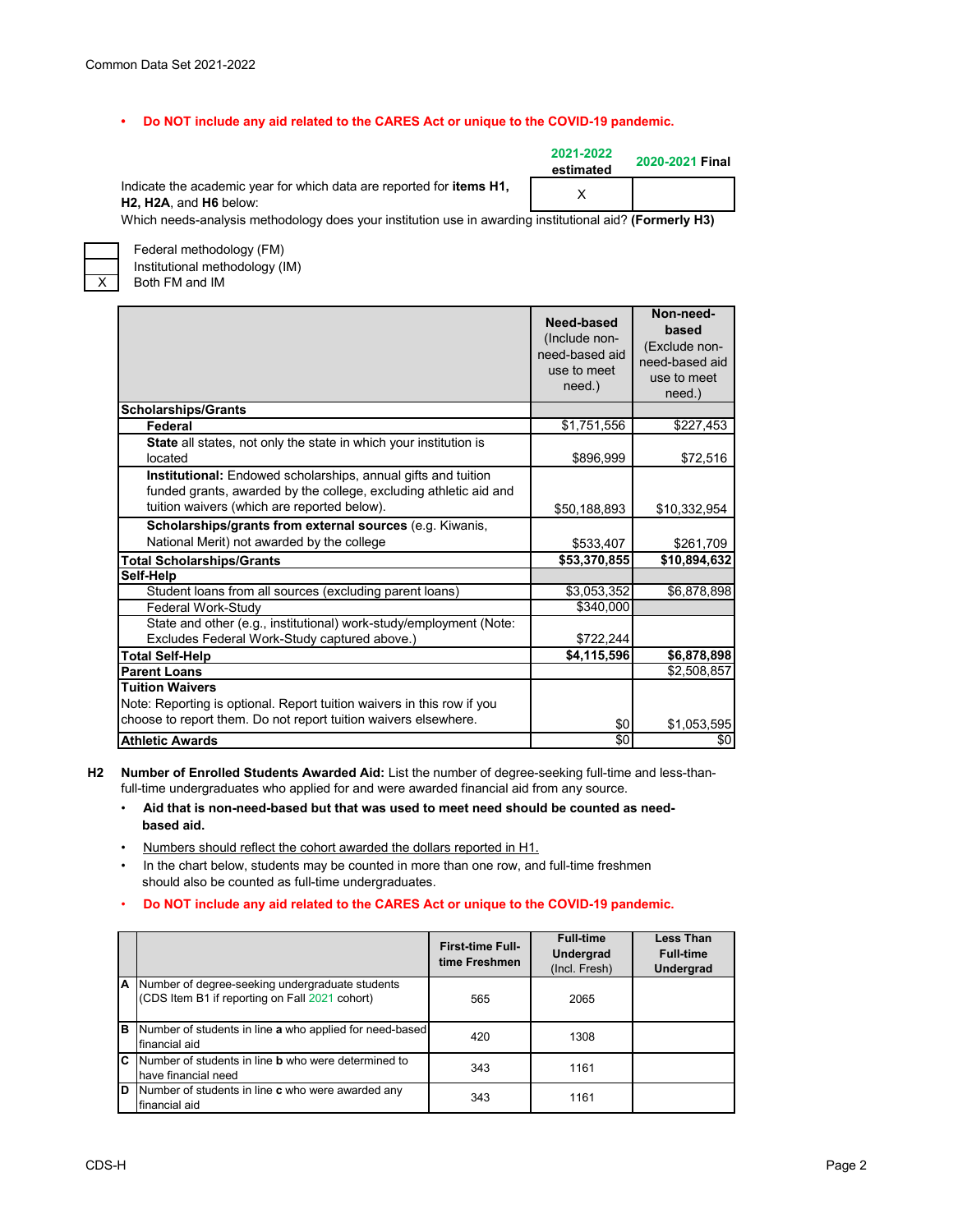- **Do NOT include any aid related to the CARES Act or unique to the COVID-19 pandemic.**

| | 2021-2022 estimated | 2020-2021 Final |
|---|---|---|
| Indicate the academic year for which data are reported for **items H1, H2, H2A**, and **H6** below: | X | |

Which needs-analysis methodology does your institution use in awarding institutional aid? **(Formerly H3)**

| | |
|---|---|
| | Federal methodology (FM) |
| | Institutional methodology (IM) |
| X | Both FM and IM |

| | **Need-based** (Include non-need-based aid use to meet need.) | **Non-need-based** (Exclude non-need-based aid use to meet need.) |
|---|---|---|
| **Scholarships/Grants** | | |
| **Federal** | $1,751,556 | $227,453 |
| **State** all states, not only the state in which your institution is located | $896,999 | $72,516 |
| **Institutional:** Endowed scholarships, annual gifts and tuition funded grants, awarded by the college, excluding athletic aid and tuition waivers (which are reported below). | $50,188,893 | $10,332,954 |
| **Scholarships/grants from external sources** (e.g. Kiwanis, National Merit) not awarded by the college | $533,407 | $261,709 |
| **Total Scholarships/Grants** | **$53,370,855** | **$10,894,632** |
| **Self-Help** | | |
| Student loans from all sources (excluding parent loans) | $3,053,352 | $6,878,898 |
| Federal Work-Study | $340,000 | |
| State and other (e.g., institutional) work-study/employment (Note: Excludes Federal Work-Study captured above.) | $722,244 | |
| **Total Self-Help** | **$4,115,596** | **$6,878,898** |
| **Parent Loans** | | $2,508,857 |
| **Tuition Waivers** Note: Reporting is optional. Report tuition waivers in this row if you choose to report them. Do not report tuition waivers elsewhere. | $0 | $1,053,595 |
| **Athletic Awards** | $0 | $0 |

**H2 Number of Enrolled Students Awarded Aid:** List the number of degree-seeking full-time and less-than-full-time undergraduates who applied for and were awarded financial aid from any source.

- **Aid that is non-need-based but that was used to meet need should be counted as need-based aid.**
- Numbers should reflect the cohort awarded the dollars reported in H1.
- In the chart below, students may be counted in more than one row, and full-time freshmen should also be counted as full-time undergraduates.
- **Do NOT include any aid related to the CARES Act or unique to the COVID-19 pandemic.**

| | | **First-time Full-time Freshmen** | **Full-time Undergrad** (Incl. Fresh) | **Less Than Full-time Undergrad** |
|---|---|---|---|---|
| **A** | Number of degree-seeking undergraduate students (CDS Item B1 if reporting on Fall 2021 cohort) | 565 | 2065 | |
| **B** | Number of students in line **a** who applied for need-based financial aid | 420 | 1308 | |
| **C** | Number of students in line **b** who were determined to have financial need | 343 | 1161 | |
| **D** | Number of students in line **c** who were awarded any financial aid | 343 | 1161 | |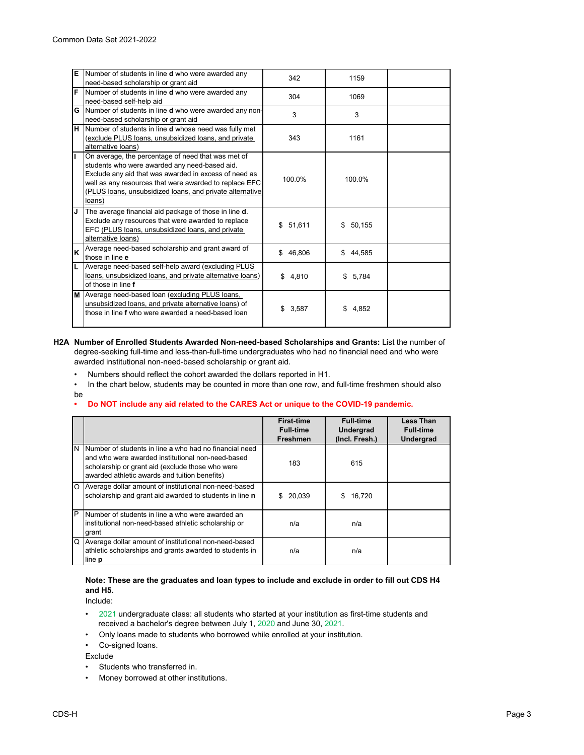| | | | | |
|---|---|---|---|---|
| E | Number of students in line **d** who were awarded any need-based scholarship or grant aid | 342 | 1159 | |
| F | Number of students in line **d** who were awarded any need-based self-help aid | 304 | 1069 | |
| G | Number of students in line **d** who were awarded any non-need-based scholarship or grant aid | 3 | 3 | |
| H | Number of students in line **d** whose need was fully met (exclude PLUS loans, unsubsidized loans, and private alternative loans) | 343 | 1161 | |
| I | On average, the percentage of need that was met of students who were awarded any need-based aid. Exclude any aid that was awarded in excess of need as well as any resources that were awarded to replace EFC (PLUS loans, unsubsidized loans, and private alternative loans) | 100.0% | 100.0% | |
| J | The average financial aid package of those in line **d**. Exclude any resources that were awarded to replace EFC (PLUS loans, unsubsidized loans, and private alternative loans) | $ 51,611 | $ 50,155 | |
| K | Average need-based scholarship and grant award of those in line **e** | $ 46,806 | $ 44,585 | |
| L | Average need-based self-help award (excluding PLUS loans, unsubsidized loans, and private alternative loans) of those in line **f** | $ 4,810 | $ 5,784 | |
| M | Average need-based loan (excluding PLUS loans, unsubsidized loans, and private alternative loans) of those in line **f** who were awarded a need-based loan | $ 3,587 | $ 4,852 | |

**H2A Number of Enrolled Students Awarded Non-need-based Scholarships and Grants:** List the number of degree-seeking full-time and less-than-full-time undergraduates who had no financial need and who were awarded institutional non-need-based scholarship or grant aid.

- Numbers should reflect the cohort awarded the dollars reported in H1.
- In the chart below, students may be counted in more than one row, and full-time freshmen should also be
- **Do NOT include any aid related to the CARES Act or unique to the COVID-19 pandemic.**

| | | First-time Full-time Freshmen | Full-time Undergrad (Incl. Fresh.) | Less Than Full-time Undergrad |
|---|---|---|---|---|
| N | Number of students in line **a** who had no financial need and who were awarded institutional non-need-based scholarship or grant aid (exclude those who were awarded athletic awards and tuition benefits) | 183 | 615 | |
| O | Average dollar amount of institutional non-need-based scholarship and grant aid awarded to students in line **n** | $ 20,039 | $ 16,720 | |
| P | Number of students in line **a** who were awarded an institutional non-need-based athletic scholarship or grant | n/a | n/a | |
| Q | Average dollar amount of institutional non-need-based athletic scholarships and grants awarded to students in line **p** | n/a | n/a | |

**Note: These are the graduates and loan types to include and exclude in order to fill out CDS H4 and H5.**

Include:

- 2021 undergraduate class: all students who started at your institution as first-time students and received a bachelor's degree between July 1, 2020 and June 30, 2021.
- Only loans made to students who borrowed while enrolled at your institution.
- Co-signed loans.

Exclude

- Students who transferred in.
- Money borrowed at other institutions.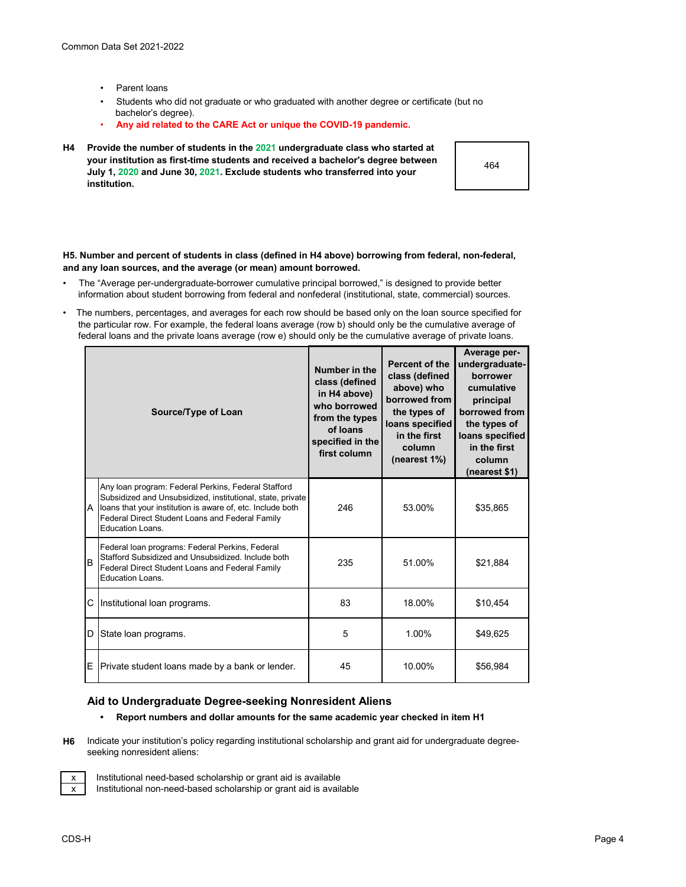- Parent loans
- Students who did not graduate or who graduated with another degree or certificate (but no bachelor's degree).
- Any aid related to the CARE Act or unique the COVID-19 pandemic.

**H4 Provide the number of students in the 2021 undergraduate class who started at your institution as first-time students and received a bachelor's degree between July 1, 2020 and June 30, 2021. Exclude students who transferred into your institution.**

464

**H5. Number and percent of students in class (defined in H4 above) borrowing from federal, non-federal, and any loan sources, and the average (or mean) amount borrowed.**

- The "Average per-undergraduate-borrower cumulative principal borrowed," is designed to provide better information about student borrowing from federal and nonfederal (institutional, state, commercial) sources.
- The numbers, percentages, and averages for each row should be based only on the loan source specified for the particular row. For example, the federal loans average (row b) should only be the cumulative average of federal loans and the private loans average (row e) should only be the cumulative average of private loans.

| | Source/Type of Loan | Number in the class (defined in H4 above) who borrowed from the types of loans specified in the first column | Percent of the class (defined above) who borrowed from the types of loans specified in the first column (nearest 1%) | Average per-undergraduate-borrower cumulative principal borrowed from the types of loans specified in the first column (nearest $1) |
|---|---|---|---|---|
| A | Any loan program: Federal Perkins, Federal Stafford Subsidized and Unsubsidized, institutional, state, private loans that your institution is aware of, etc. Include both Federal Direct Student Loans and Federal Family Education Loans. | 246 | 53.00% | $35,865 |
| B | Federal loan programs: Federal Perkins, Federal Stafford Subsidized and Unsubsidized. Include both Federal Direct Student Loans and Federal Family Education Loans. | 235 | 51.00% | $21,884 |
| C | Institutional loan programs. | 83 | 18.00% | $10,454 |
| D | State loan programs. | 5 | 1.00% | $49,625 |
| E | Private student loans made by a bank or lender. | 45 | 10.00% | $56,984 |

### Aid to Undergraduate Degree-seeking Nonresident Aliens

- **Report numbers and dollar amounts for the same academic year checked in item H1**

**H6** Indicate your institution's policy regarding institutional scholarship and grant aid for undergraduate degree-seeking nonresident aliens:

| | |
|---|---|
| x | Institutional need-based scholarship or grant aid is available |
| x | Institutional non-need-based scholarship or grant aid is available |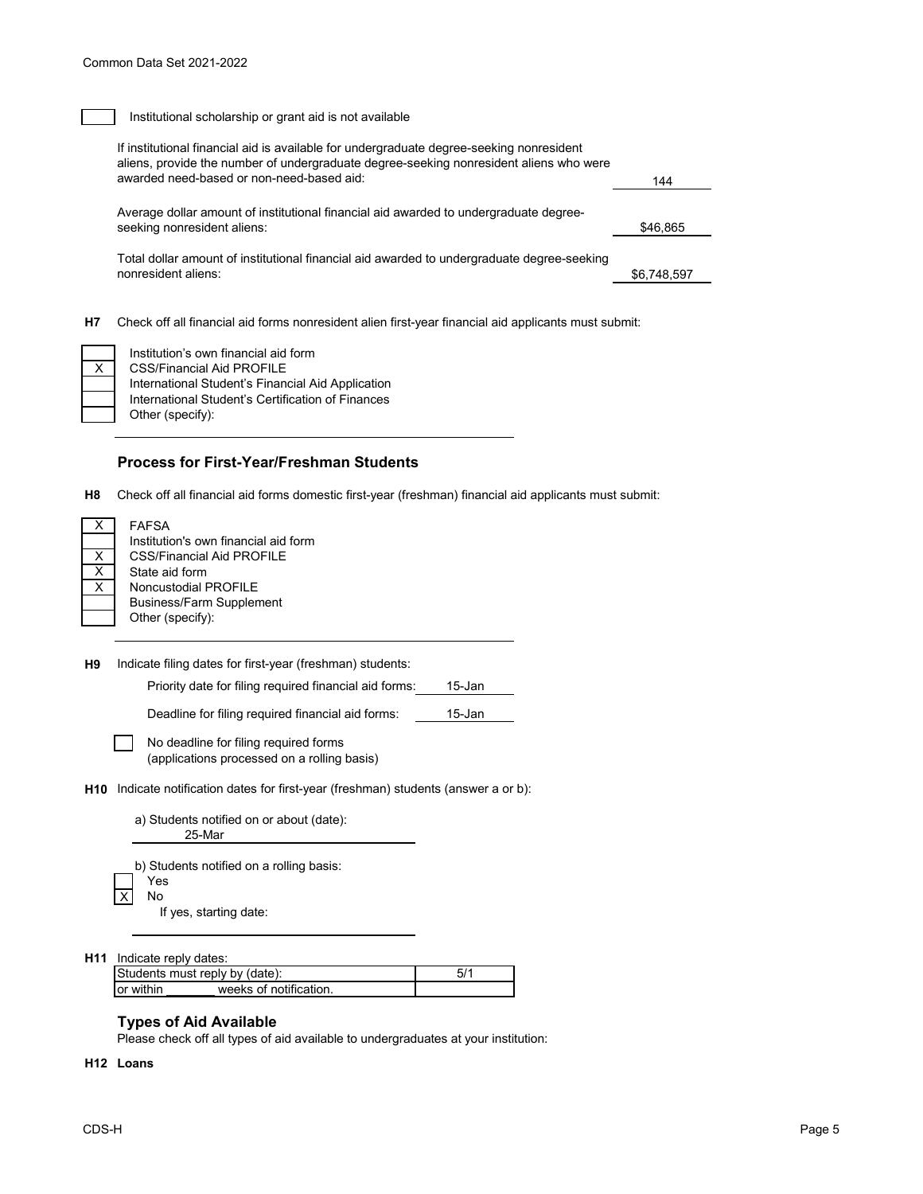- [ ] Institutional scholarship or grant aid is not available

| | |
|---|---|
| If institutional financial aid is available for undergraduate degree-seeking nonresident aliens, provide the number of undergraduate degree-seeking nonresident aliens who were awarded need-based or non-need-based aid: | 144 |
| Average dollar amount of institutional financial aid awarded to undergraduate degree-seeking nonresident aliens: | $46,865 |
| Total dollar amount of institutional financial aid awarded to undergraduate degree-seeking nonresident aliens: | $6,748,597 |

**H7** Check off all financial aid forms nonresident alien first-year financial aid applicants must submit:

- [ ] Institution's own financial aid form
- [x] CSS/Financial Aid PROFILE
- [ ] International Student's Financial Aid Application
- [ ] International Student's Certification of Finances
- [ ] Other (specify):

### Process for First-Year/Freshman Students

**H8** Check off all financial aid forms domestic first-year (freshman) financial aid applicants must submit:

- [x] FAFSA
- [ ] Institution's own financial aid form
- [x] CSS/Financial Aid PROFILE
- [x] State aid form
- [x] Noncustodial PROFILE
- [ ] Business/Farm Supplement
- [ ] Other (specify):

**H9** Indicate filing dates for first-year (freshman) students:

Priority date for filing required financial aid forms: 15-Jan

Deadline for filing required financial aid forms: 15-Jan

- [ ] No deadline for filing required forms (applications processed on a rolling basis)

**H10** Indicate notification dates for first-year (freshman) students (answer a or b):

a) Students notified on or about (date): 25-Mar

b) Students notified on a rolling basis:

- [ ] Yes
- [x] No

If yes, starting date:

**H11** Indicate reply dates:

| | |
|---|---|
| Students must reply by (date): | 5/1 |
| or within _______ weeks of notification. | |

### Types of Aid Available

Please check off all types of aid available to undergraduates at your institution:

**H12 Loans**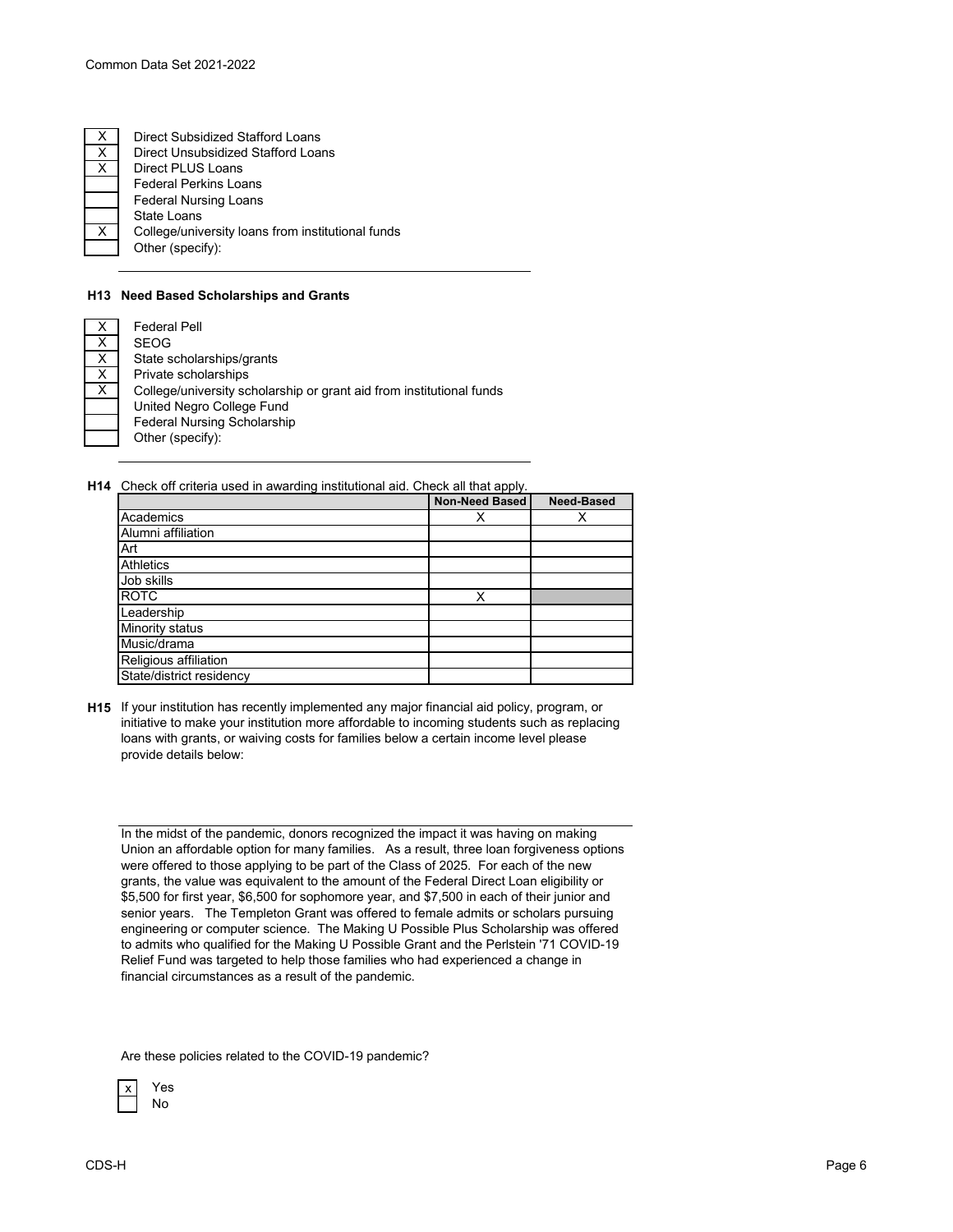| | |
|---|---|
| X | Direct Subsidized Stafford Loans |
| X | Direct Unsubsidized Stafford Loans |
| X | Direct PLUS Loans |
| | Federal Perkins Loans |
| | Federal Nursing Loans |
| | State Loans |
| X | College/university loans from institutional funds |
| | Other (specify): |

### H13 Need Based Scholarships and Grants

| | |
|---|---|
| X | Federal Pell |
| X | SEOG |
| X | State scholarships/grants |
| X | Private scholarships |
| X | College/university scholarship or grant aid from institutional funds |
| | United Negro College Fund |
| | Federal Nursing Scholarship |
| | Other (specify): |

**H14** Check off criteria used in awarding institutional aid. Check all that apply.

| | Non-Need Based | Need-Based |
|---|---|---|
| Academics | X | X |
| Alumni affiliation | | |
| Art | | |
| Athletics | | |
| Job skills | | |
| ROTC | X | |
| Leadership | | |
| Minority status | | |
| Music/drama | | |
| Religious affiliation | | |
| State/district residency | | |

**H15** If your institution has recently implemented any major financial aid policy, program, or initiative to make your institution more affordable to incoming students such as replacing loans with grants, or waiving costs for families below a certain income level please provide details below:

In the midst of the pandemic, donors recognized the impact it was having on making Union an affordable option for many families. As a result, three loan forgiveness options were offered to those applying to be part of the Class of 2025. For each of the new grants, the value was equivalent to the amount of the Federal Direct Loan eligibility or $5,500 for first year, $6,500 for sophomore year, and $7,500 in each of their junior and senior years. The Templeton Grant was offered to female admits or scholars pursuing engineering or computer science. The Making U Possible Plus Scholarship was offered to admits who qualified for the Making U Possible Grant and the Perlstein '71 COVID-19 Relief Fund was targeted to help those families who had experienced a change in financial circumstances as a result of the pandemic.

Are these policies related to the COVID-19 pandemic?

| | |
|---|---|
| x | Yes |
| | No |